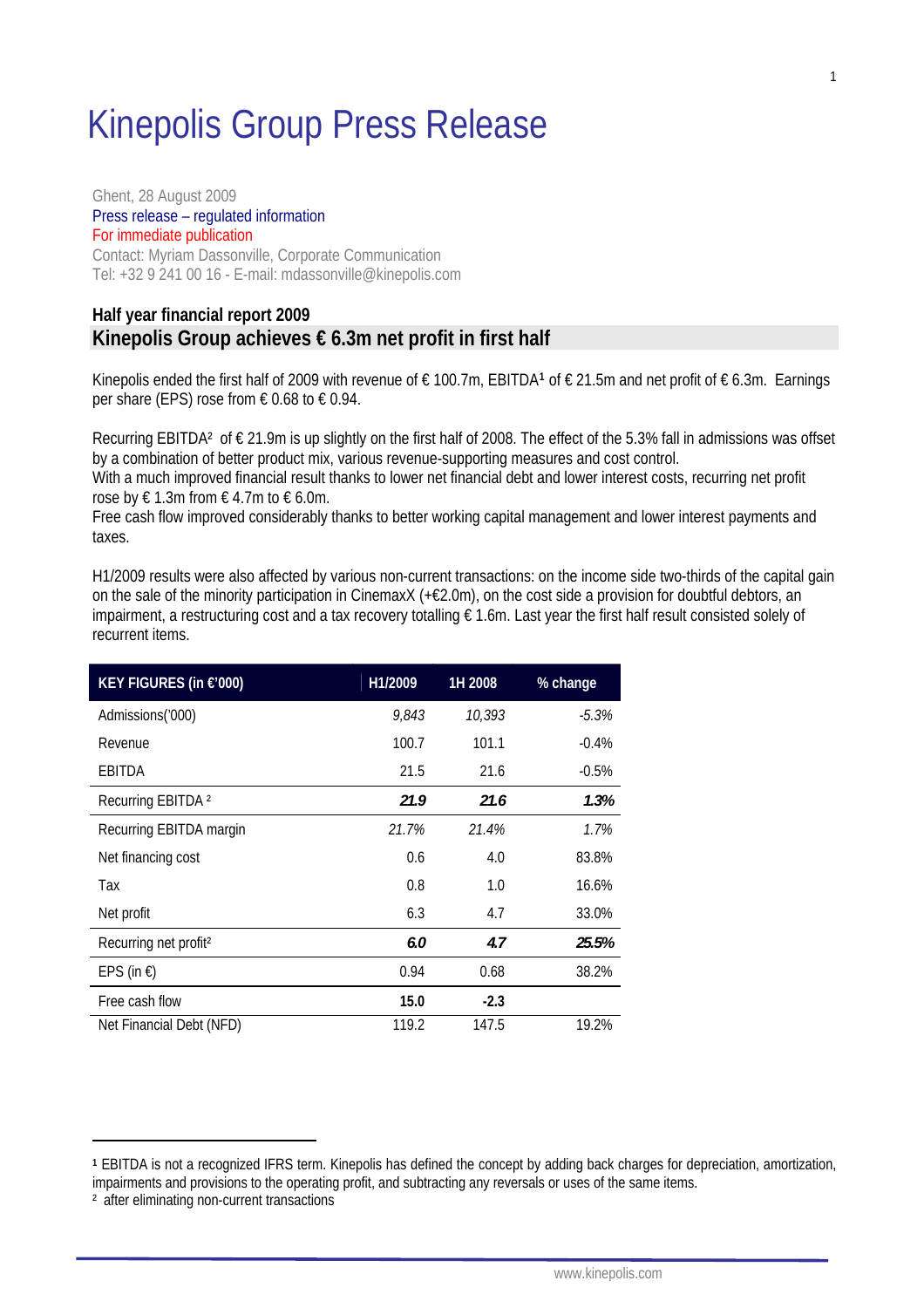# Kinepolis Group Press Release

Ghent, 28 August 2009
Press release – regulated information
For immediate publication
Contact: Myriam Dassonville, Corporate Communication
Tel: +32 9 241 00 16 - E-mail: mdassonville@kinepolis.com

## Half year financial report 2009

## Kinepolis Group achieves € 6.3m net profit in first half

Kinepolis ended the first half of 2009 with revenue of € 100.7m, EBITDA[1] of € 21.5m and net profit of € 6.3m. Earnings per share (EPS) rose from € 0.68 to € 0.94.

Recurring EBITDA[2] of € 21.9m is up slightly on the first half of 2008. The effect of the 5.3% fall in admissions was offset by a combination of better product mix, various revenue-supporting measures and cost control.
With a much improved financial result thanks to lower net financial debt and lower interest costs, recurring net profit rose by € 1.3m from € 4.7m to € 6.0m.
Free cash flow improved considerably thanks to better working capital management and lower interest payments and taxes.

H1/2009 results were also affected by various non-current transactions: on the income side two-thirds of the capital gain on the sale of the minority participation in CinemaxX (+€2.0m), on the cost side a provision for doubtful debtors, an impairment, a restructuring cost and a tax recovery totalling € 1.6m. Last year the first half result consisted solely of recurrent items.

| KEY FIGURES (in €'000) | H1/2009 | 1H 2008 | % change |
|---|---|---|---|
| Admissions('000) | *9,843* | *10,393* | *-5.3%* |
| Revenue | 100.7 | 101.1 | -0.4% |
| EBITDA | 21.5 | 21.6 | -0.5% |
| Recurring EBITDA [2] | ***21.9*** | ***21.6*** | ***1.3%*** |
| Recurring EBITDA margin | *21.7%* | *21.4%* | *1.7%* |
| Net financing cost | 0.6 | 4.0 | 83.8% |
| Tax | 0.8 | 1.0 | 16.6% |
| Net profit | 6.3 | 4.7 | 33.0% |
| Recurring net profit[2] | ***6.0*** | ***4.7*** | ***25.5%*** |
| EPS (in €) | 0.94 | 0.68 | 38.2% |
| Free cash flow | **15.0** | **-2.3** | |
| Net Financial Debt (NFD) | 119.2 | 147.5 | 19.2% |

---

[1] EBITDA is not a recognized IFRS term. Kinepolis has defined the concept by adding back charges for depreciation, amortization, impairments and provisions to the operating profit, and subtracting any reversals or uses of the same items.
[2] after eliminating non-current transactions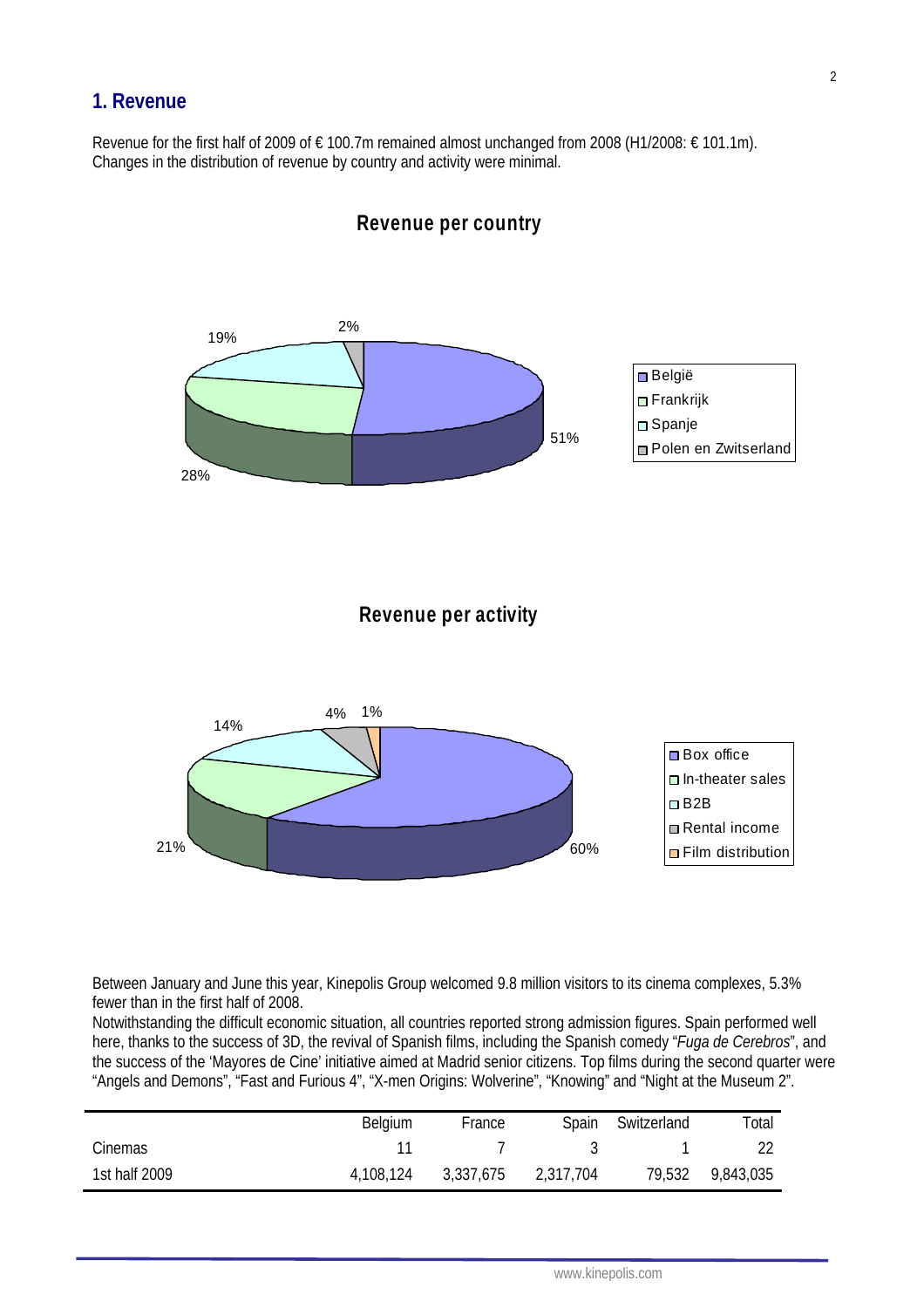## 1. Revenue

Revenue for the first half of 2009 of € 100.7m remained almost unchanged from 2008 (H1/2008: € 101.1m). Changes in the distribution of revenue by country and activity were minimal.

**Revenue per country**

- België: 51%
- Frankrijk: 28%
- Spanje: 19%
- Polen en Zwitserland: 2%

**Revenue per activity**

- Box office: 60%
- In-theater sales: 21%
- B2B: 14%
- Rental income: 4%
- Film distribution: 1%

Between January and June this year, Kinepolis Group welcomed 9.8 million visitors to its cinema complexes, 5.3% fewer than in the first half of 2008.

Notwithstanding the difficult economic situation, all countries reported strong admission figures. Spain performed well here, thanks to the success of 3D, the revival of Spanish films, including the Spanish comedy "*Fuga de Cerebros*", and the success of the 'Mayores de Cine' initiative aimed at Madrid senior citizens. Top films during the second quarter were "Angels and Demons", "Fast and Furious 4", "X-men Origins: Wolverine", "Knowing" and "Night at the Museum 2".

| | Belgium | France | Spain | Switzerland | Total |
|---|---|---|---|---|---|
| Cinemas | 11 | 7 | 3 | 1 | 22 |
| 1st half 2009 | 4,108,124 | 3,337,675 | 2,317,704 | 79,532 | 9,843,035 |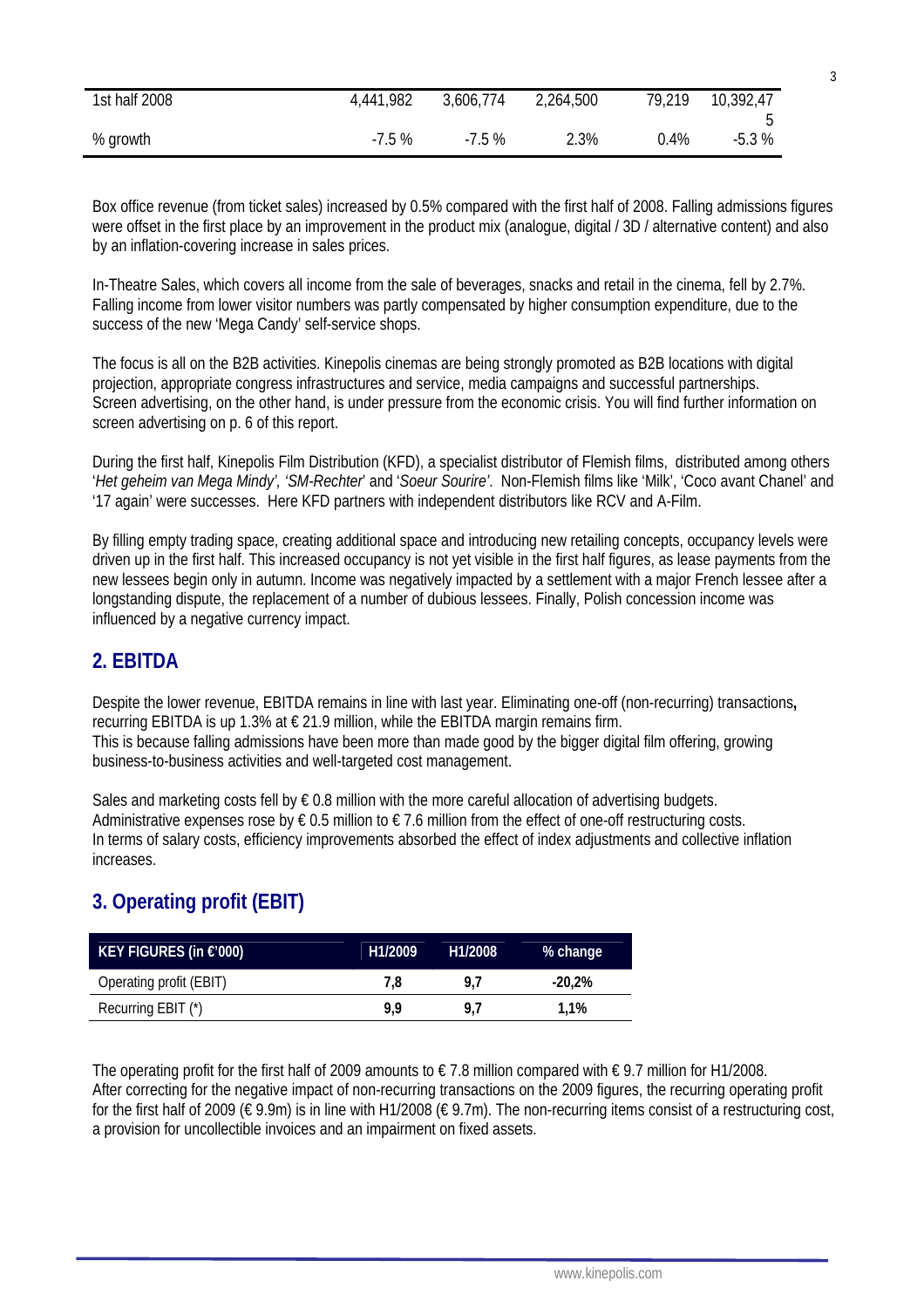| | | | | | |
|---|---|---|---|---|---|
| 1st half 2008 | 4,441,982 | 3,606,774 | 2,264,500 | 79,219 | 10,392,475 |
| % growth | -7.5 % | -7.5 % | 2.3% | 0.4% | -5.3 % |

Box office revenue (from ticket sales) increased by 0.5% compared with the first half of 2008. Falling admissions figures were offset in the first place by an improvement in the product mix (analogue, digital / 3D / alternative content) and also by an inflation-covering increase in sales prices.

In-Theatre Sales, which covers all income from the sale of beverages, snacks and retail in the cinema, fell by 2.7%. Falling income from lower visitor numbers was partly compensated by higher consumption expenditure, due to the success of the new 'Mega Candy' self-service shops.

The focus is all on the B2B activities. Kinepolis cinemas are being strongly promoted as B2B locations with digital projection, appropriate congress infrastructures and service, media campaigns and successful partnerships. Screen advertising, on the other hand, is under pressure from the economic crisis. You will find further information on screen advertising on p. 6 of this report.

During the first half, Kinepolis Film Distribution (KFD), a specialist distributor of Flemish films, distributed among others '*Het geheim van Mega Mindy', 'SM-Rechter*' and '*Soeur Sourire'*. Non-Flemish films like 'Milk', 'Coco avant Chanel' and '17 again' were successes. Here KFD partners with independent distributors like RCV and A-Film.

By filling empty trading space, creating additional space and introducing new retailing concepts, occupancy levels were driven up in the first half. This increased occupancy is not yet visible in the first half figures, as lease payments from the new lessees begin only in autumn. Income was negatively impacted by a settlement with a major French lessee after a longstanding dispute, the replacement of a number of dubious lessees. Finally, Polish concession income was influenced by a negative currency impact.

## 2. EBITDA

Despite the lower revenue, EBITDA remains in line with last year. Eliminating one-off (non-recurring) transactions**,** recurring EBITDA is up 1.3% at € 21.9 million, while the EBITDA margin remains firm.
This is because falling admissions have been more than made good by the bigger digital film offering, growing business-to-business activities and well-targeted cost management.

Sales and marketing costs fell by € 0.8 million with the more careful allocation of advertising budgets.
Administrative expenses rose by € 0.5 million to € 7.6 million from the effect of one-off restructuring costs.
In terms of salary costs, efficiency improvements absorbed the effect of index adjustments and collective inflation increases.

## 3. Operating profit (EBIT)

| KEY FIGURES (in €'000) | H1/2009 | H1/2008 | % change |
|---|---|---|---|
| Operating profit (EBIT) | **7,8** | **9,7** | **-20,2%** |
| Recurring EBIT (*) | **9,9** | **9,7** | **1,1%** |

The operating profit for the first half of 2009 amounts to € 7.8 million compared with € 9.7 million for H1/2008.
After correcting for the negative impact of non-recurring transactions on the 2009 figures, the recurring operating profit for the first half of 2009 (€ 9.9m) is in line with H1/2008 (€ 9.7m). The non-recurring items consist of a restructuring cost, a provision for uncollectible invoices and an impairment on fixed assets.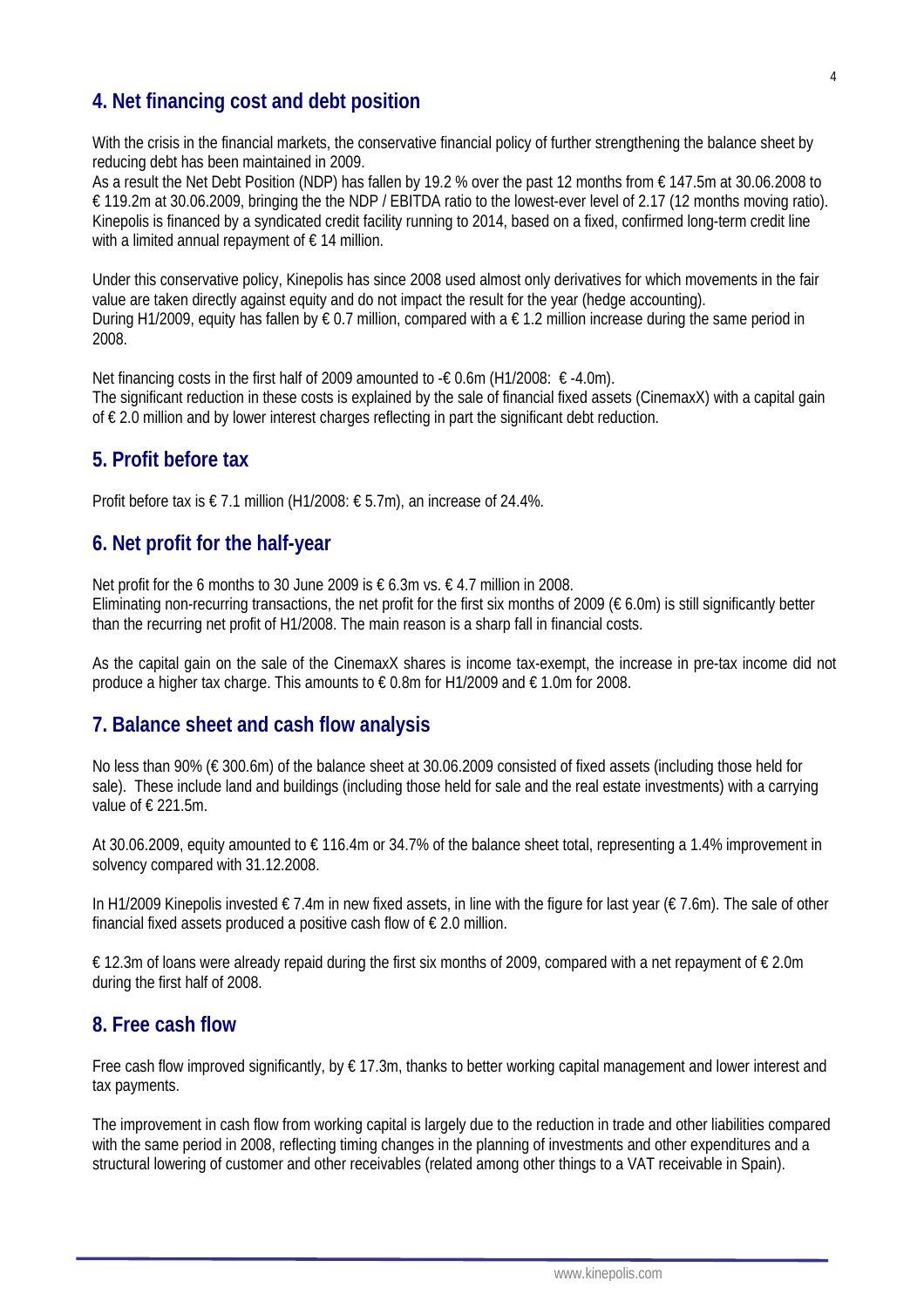## 4. Net financing cost and debt position

With the crisis in the financial markets, the conservative financial policy of further strengthening the balance sheet by reducing debt has been maintained in 2009.
As a result the Net Debt Position (NDP) has fallen by 19.2 % over the past 12 months from € 147.5m at 30.06.2008 to € 119.2m at 30.06.2009, bringing the the NDP / EBITDA ratio to the lowest-ever level of 2.17 (12 months moving ratio). Kinepolis is financed by a syndicated credit facility running to 2014, based on a fixed, confirmed long-term credit line with a limited annual repayment of € 14 million.

Under this conservative policy, Kinepolis has since 2008 used almost only derivatives for which movements in the fair value are taken directly against equity and do not impact the result for the year (hedge accounting).
During H1/2009, equity has fallen by € 0.7 million, compared with a € 1.2 million increase during the same period in 2008.

Net financing costs in the first half of 2009 amounted to -€ 0.6m (H1/2008: € -4.0m).
The significant reduction in these costs is explained by the sale of financial fixed assets (CinemaxX) with a capital gain of € 2.0 million and by lower interest charges reflecting in part the significant debt reduction.

## 5. Profit before tax

Profit before tax is € 7.1 million (H1/2008: € 5.7m), an increase of 24.4%.

## 6. Net profit for the half-year

Net profit for the 6 months to 30 June 2009 is € 6.3m vs. € 4.7 million in 2008.
Eliminating non-recurring transactions, the net profit for the first six months of 2009 (€ 6.0m) is still significantly better than the recurring net profit of H1/2008. The main reason is a sharp fall in financial costs.

As the capital gain on the sale of the CinemaxX shares is income tax-exempt, the increase in pre-tax income did not produce a higher tax charge. This amounts to € 0.8m for H1/2009 and € 1.0m for 2008.

## 7. Balance sheet and cash flow analysis

No less than 90% (€ 300.6m) of the balance sheet at 30.06.2009 consisted of fixed assets (including those held for sale). These include land and buildings (including those held for sale and the real estate investments) with a carrying value of € 221.5m.

At 30.06.2009, equity amounted to € 116.4m or 34.7% of the balance sheet total, representing a 1.4% improvement in solvency compared with 31.12.2008.

In H1/2009 Kinepolis invested € 7.4m in new fixed assets, in line with the figure for last year (€ 7.6m). The sale of other financial fixed assets produced a positive cash flow of € 2.0 million.

€ 12.3m of loans were already repaid during the first six months of 2009, compared with a net repayment of € 2.0m during the first half of 2008.

## 8. Free cash flow

Free cash flow improved significantly, by € 17.3m, thanks to better working capital management and lower interest and tax payments.

The improvement in cash flow from working capital is largely due to the reduction in trade and other liabilities compared with the same period in 2008, reflecting timing changes in the planning of investments and other expenditures and a structural lowering of customer and other receivables (related among other things to a VAT receivable in Spain).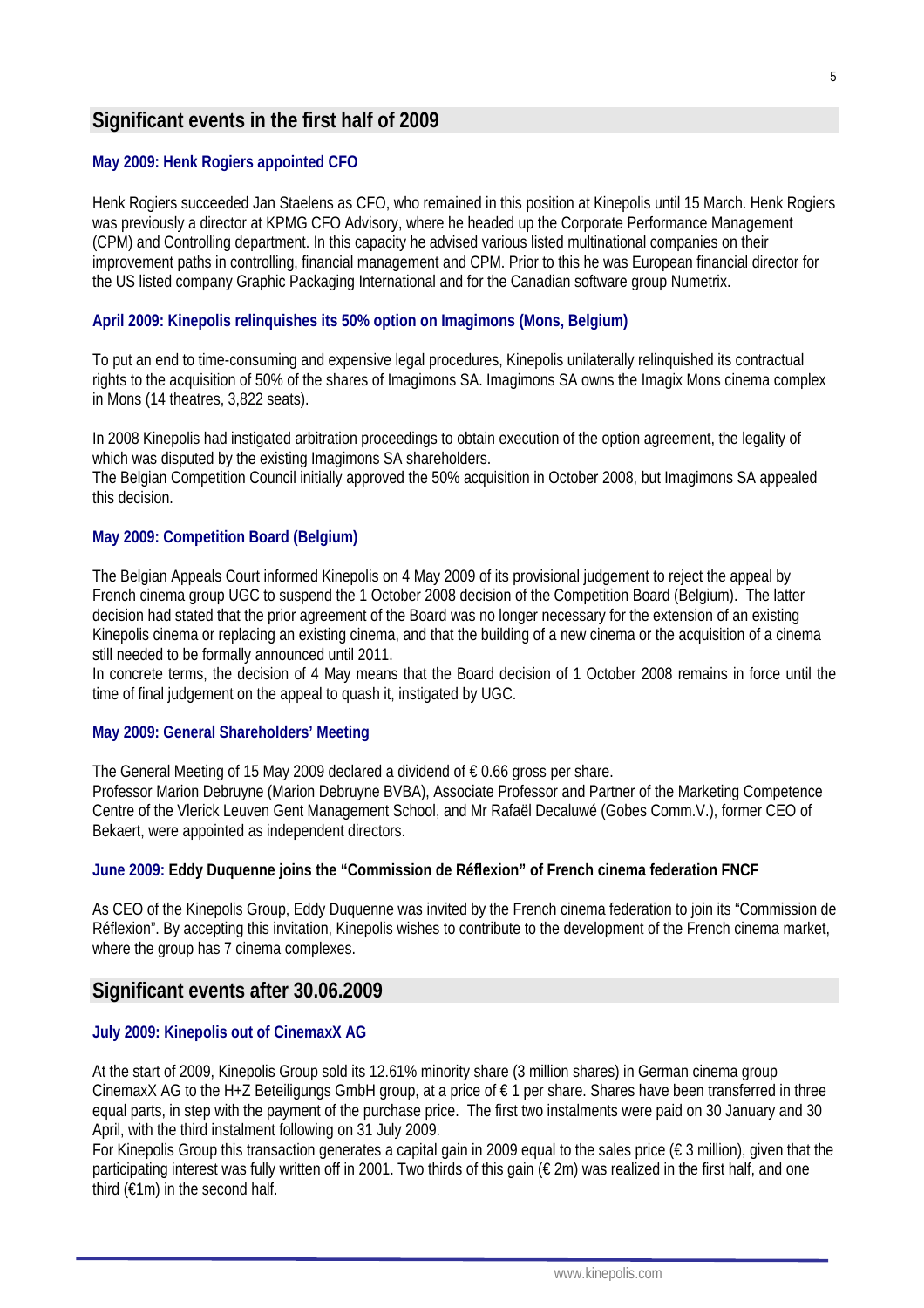## Significant events in the first half of 2009

### May 2009: Henk Rogiers appointed CFO

Henk Rogiers succeeded Jan Staelens as CFO, who remained in this position at Kinepolis until 15 March. Henk Rogiers was previously a director at KPMG CFO Advisory, where he headed up the Corporate Performance Management (CPM) and Controlling department. In this capacity he advised various listed multinational companies on their improvement paths in controlling, financial management and CPM. Prior to this he was European financial director for the US listed company Graphic Packaging International and for the Canadian software group Numetrix.

### April 2009: Kinepolis relinquishes its 50% option on Imagimons (Mons, Belgium)

To put an end to time-consuming and expensive legal procedures, Kinepolis unilaterally relinquished its contractual rights to the acquisition of 50% of the shares of Imagimons SA. Imagimons SA owns the Imagix Mons cinema complex in Mons (14 theatres, 3,822 seats).

In 2008 Kinepolis had instigated arbitration proceedings to obtain execution of the option agreement, the legality of which was disputed by the existing Imagimons SA shareholders.
The Belgian Competition Council initially approved the 50% acquisition in October 2008, but Imagimons SA appealed this decision.

### May 2009: Competition Board (Belgium)

The Belgian Appeals Court informed Kinepolis on 4 May 2009 of its provisional judgement to reject the appeal by French cinema group UGC to suspend the 1 October 2008 decision of the Competition Board (Belgium). The latter decision had stated that the prior agreement of the Board was no longer necessary for the extension of an existing Kinepolis cinema or replacing an existing cinema, and that the building of a new cinema or the acquisition of a cinema still needed to be formally announced until 2011.
In concrete terms, the decision of 4 May means that the Board decision of 1 October 2008 remains in force until the time of final judgement on the appeal to quash it, instigated by UGC.

### May 2009: General Shareholders' Meeting

The General Meeting of 15 May 2009 declared a dividend of € 0.66 gross per share.
Professor Marion Debruyne (Marion Debruyne BVBA), Associate Professor and Partner of the Marketing Competence Centre of the Vlerick Leuven Gent Management School, and Mr Rafaël Decaluwé (Gobes Comm.V.), former CEO of Bekaert, were appointed as independent directors.

### June 2009: Eddy Duquenne joins the "Commission de Réflexion" of French cinema federation FNCF

As CEO of the Kinepolis Group, Eddy Duquenne was invited by the French cinema federation to join its "Commission de Réflexion". By accepting this invitation, Kinepolis wishes to contribute to the development of the French cinema market, where the group has 7 cinema complexes.

## Significant events after 30.06.2009

### July 2009: Kinepolis out of CinemaxX AG

At the start of 2009, Kinepolis Group sold its 12.61% minority share (3 million shares) in German cinema group CinemaxX AG to the H+Z Beteiligungs GmbH group, at a price of € 1 per share. Shares have been transferred in three equal parts, in step with the payment of the purchase price. The first two instalments were paid on 30 January and 30 April, with the third instalment following on 31 July 2009.
For Kinepolis Group this transaction generates a capital gain in 2009 equal to the sales price (€ 3 million), given that the participating interest was fully written off in 2001. Two thirds of this gain (€ 2m) was realized in the first half, and one third (€1m) in the second half.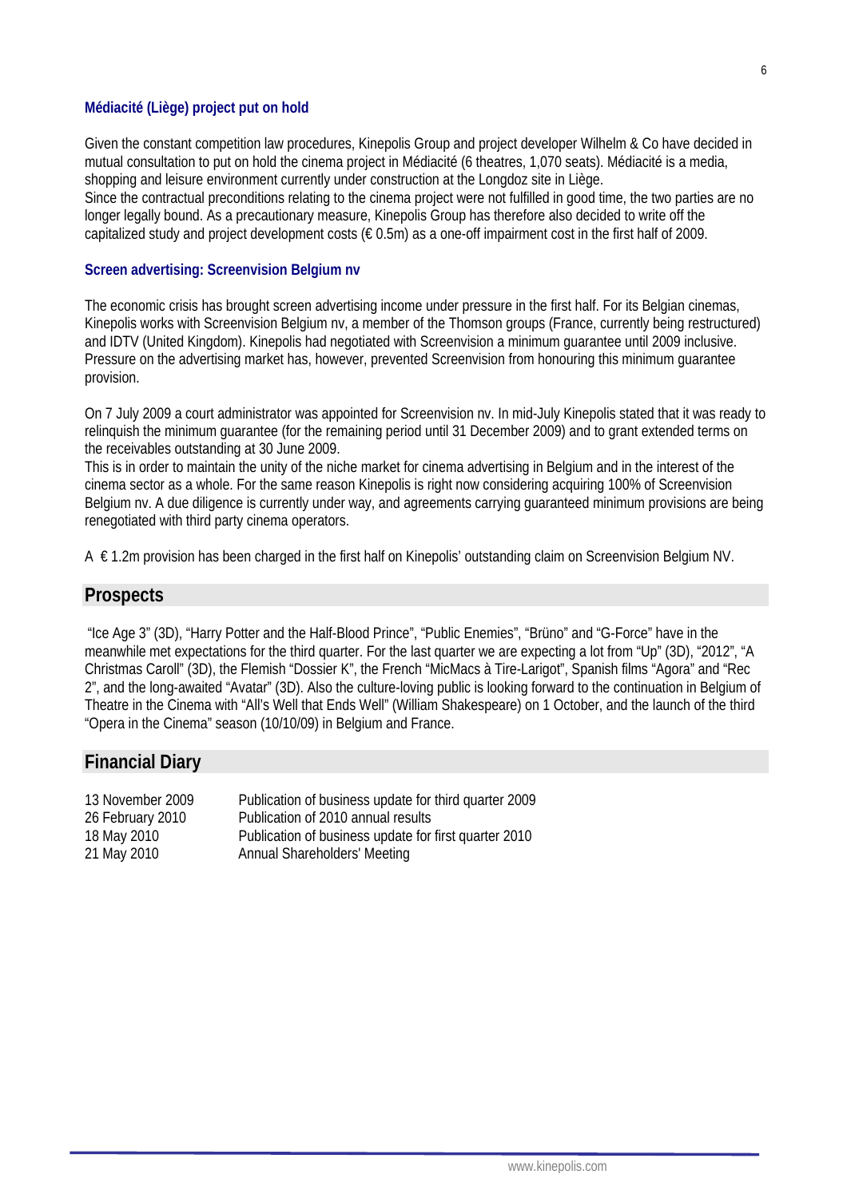### Médiacité (Liège) project put on hold

Given the constant competition law procedures, Kinepolis Group and project developer Wilhelm & Co have decided in mutual consultation to put on hold the cinema project in Médiacité (6 theatres, 1,070 seats). Médiacité is a media, shopping and leisure environment currently under construction at the Longdoz site in Liège.
Since the contractual preconditions relating to the cinema project were not fulfilled in good time, the two parties are no longer legally bound. As a precautionary measure, Kinepolis Group has therefore also decided to write off the capitalized study and project development costs (€ 0.5m) as a one-off impairment cost in the first half of 2009.

### Screen advertising: Screenvision Belgium nv

The economic crisis has brought screen advertising income under pressure in the first half. For its Belgian cinemas, Kinepolis works with Screenvision Belgium nv, a member of the Thomson groups (France, currently being restructured) and IDTV (United Kingdom). Kinepolis had negotiated with Screenvision a minimum guarantee until 2009 inclusive. Pressure on the advertising market has, however, prevented Screenvision from honouring this minimum guarantee provision.

On 7 July 2009 a court administrator was appointed for Screenvision nv. In mid-July Kinepolis stated that it was ready to relinquish the minimum guarantee (for the remaining period until 31 December 2009) and to grant extended terms on the receivables outstanding at 30 June 2009.
This is in order to maintain the unity of the niche market for cinema advertising in Belgium and in the interest of the cinema sector as a whole. For the same reason Kinepolis is right now considering acquiring 100% of Screenvision Belgium nv. A due diligence is currently under way, and agreements carrying guaranteed minimum provisions are being renegotiated with third party cinema operators.

A € 1.2m provision has been charged in the first half on Kinepolis' outstanding claim on Screenvision Belgium NV.

## Prospects

"Ice Age 3" (3D), "Harry Potter and the Half-Blood Prince", "Public Enemies", "Brüno" and "G-Force" have in the meanwhile met expectations for the third quarter. For the last quarter we are expecting a lot from "Up" (3D), "2012", "A Christmas Caroll" (3D), the Flemish "Dossier K", the French "MicMacs à Tire-Larigot", Spanish films "Agora" and "Rec 2", and the long-awaited "Avatar" (3D). Also the culture-loving public is looking forward to the continuation in Belgium of Theatre in the Cinema with "All's Well that Ends Well" (William Shakespeare) on 1 October, and the launch of the third "Opera in the Cinema" season (10/10/09) in Belgium and France.

## Financial Diary

| | |
|---|---|
| 13 November 2009 | Publication of business update for third quarter 2009 |
| 26 February 2010 | Publication of 2010 annual results |
| 18 May 2010 | Publication of business update for first quarter 2010 |
| 21 May 2010 | Annual Shareholders' Meeting |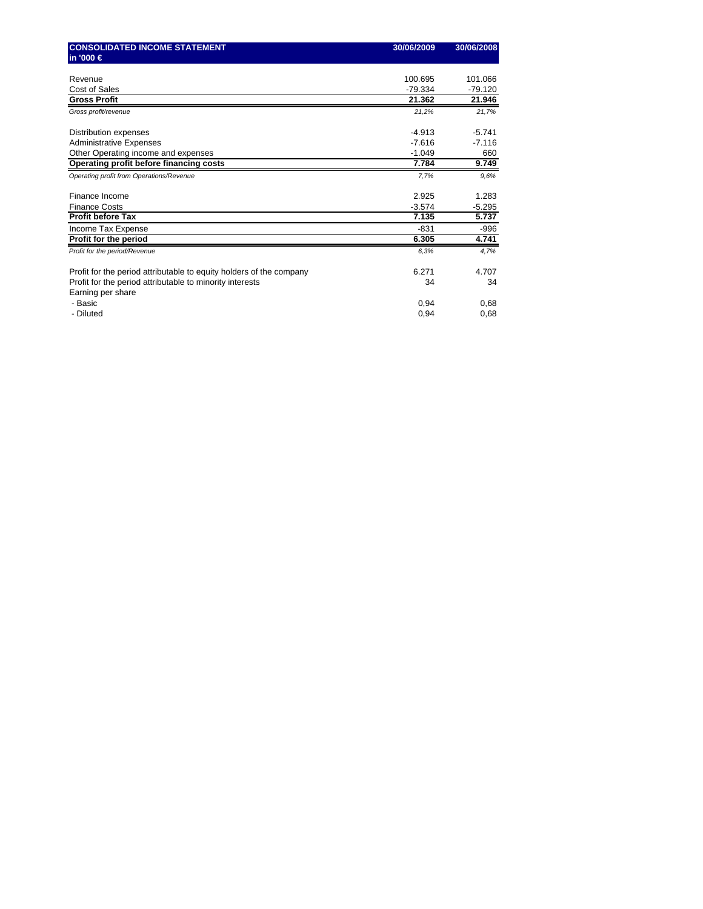| CONSOLIDATED INCOME STATEMENT in '000 € | 30/06/2009 | 30/06/2008 |
|---|---|---|
| Revenue | 100.695 | 101.066 |
| Cost of Sales | -79.334 | -79.120 |
| **Gross Profit** | **21.362** | **21.946** |
| *Gross profit/revenue* | *21,2%* | *21,7%* |
| Distribution expenses | -4.913 | -5.741 |
| Administrative Expenses | -7.616 | -7.116 |
| Other Operating income and expenses | -1.049 | 660 |
| **Operating profit before financing costs** | **7.784** | **9.749** |
| *Operating profit from Operations/Revenue* | *7,7%* | *9,6%* |
| Finance Income | 2.925 | 1.283 |
| Finance Costs | -3.574 | -5.295 |
| **Profit before Tax** | **7.135** | **5.737** |
| Income Tax Expense | -831 | -996 |
| **Profit for the period** | **6.305** | **4.741** |
| *Profit for the period/Revenue* | *6,3%* | *4,7%* |
| Profit for the period attributable to equity holders of the company | 6.271 | 4.707 |
| Profit for the period attributable to minority interests | 34 | 34 |
| Earning per share | | |
| - Basic | 0,94 | 0,68 |
| - Diluted | 0,94 | 0,68 |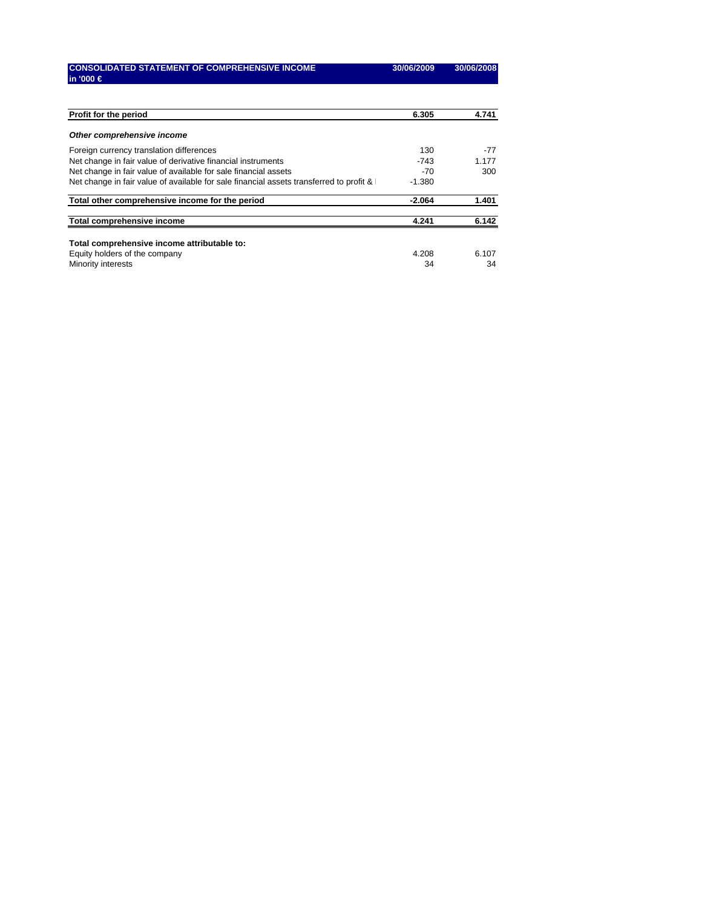| CONSOLIDATED STATEMENT OF COMPREHENSIVE INCOME in '000 € | 30/06/2009 | 30/06/2008 |
|---|---|---|
| **Profit for the period** | **6.305** | **4.741** |
| ***Other comprehensive income*** | | |
| Foreign currency translation differences | 130 | -77 |
| Net change in fair value of derivative financial instruments | -743 | 1.177 |
| Net change in fair value of available for sale financial assets | -70 | 300 |
| Net change in fair value of available for sale financial assets transferred to profit & l | -1.380 | |
| **Total other comprehensive income for the period** | **-2.064** | **1.401** |
| **Total comprehensive income** | **4.241** | **6.142** |
| **Total comprehensive income attributable to:** | | |
| Equity holders of the company | 4.208 | 6.107 |
| Minority interests | 34 | 34 |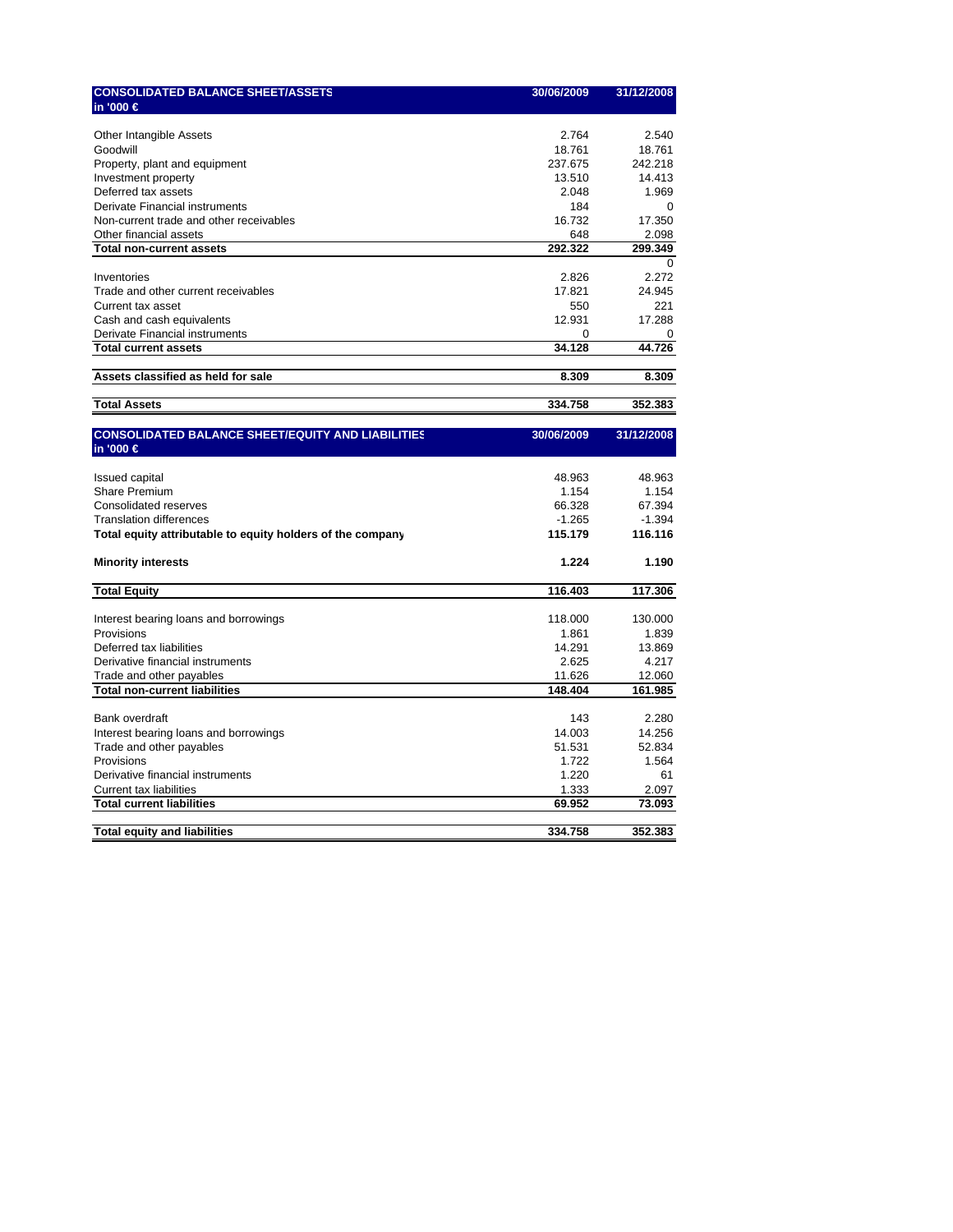| CONSOLIDATED BALANCE SHEET/ASSETS<br>in '000 € | 30/06/2009 | 31/12/2008 |
|---|---|---|
| Other Intangible Assets | 2.764 | 2.540 |
| Goodwill | 18.761 | 18.761 |
| Property, plant and equipment | 237.675 | 242.218 |
| Investment property | 13.510 | 14.413 |
| Deferred tax assets | 2.048 | 1.969 |
| Derivate Financial instruments | 184 | 0 |
| Non-current trade and other receivables | 16.732 | 17.350 |
| Other financial assets | 648 | 2.098 |
| **Total non-current assets** | **292.322** | **299.349** |
| | | 0 |
| Inventories | 2.826 | 2.272 |
| Trade and other current receivables | 17.821 | 24.945 |
| Current tax asset | 550 | 221 |
| Cash and cash equivalents | 12.931 | 17.288 |
| Derivate Financial instruments | 0 | 0 |
| **Total current assets** | **34.128** | **44.726** |
| **Assets classified as held for sale** | **8.309** | **8.309** |
| **Total Assets** | **334.758** | **352.383** |

| CONSOLIDATED BALANCE SHEET/EQUITY AND LIABILITIES<br>in '000 € | 30/06/2009 | 31/12/2008 |
|---|---|---|
| Issued capital | 48.963 | 48.963 |
| Share Premium | 1.154 | 1.154 |
| Consolidated reserves | 66.328 | 67.394 |
| Translation differences | -1.265 | -1.394 |
| **Total equity attributable to equity holders of the company** | **115.179** | **116.116** |
| **Minority interests** | **1.224** | **1.190** |
| **Total Equity** | **116.403** | **117.306** |
| Interest bearing loans and borrowings | 118.000 | 130.000 |
| Provisions | 1.861 | 1.839 |
| Deferred tax liabilities | 14.291 | 13.869 |
| Derivative financial instruments | 2.625 | 4.217 |
| Trade and other payables | 11.626 | 12.060 |
| **Total non-current liabilities** | **148.404** | **161.985** |
| Bank overdraft | 143 | 2.280 |
| Interest bearing loans and borrowings | 14.003 | 14.256 |
| Trade and other payables | 51.531 | 52.834 |
| Provisions | 1.722 | 1.564 |
| Derivative financial instruments | 1.220 | 61 |
| Current tax liabilities | 1.333 | 2.097 |
| **Total current liabilities** | **69.952** | **73.093** |
| **Total equity and liabilities** | **334.758** | **352.383** |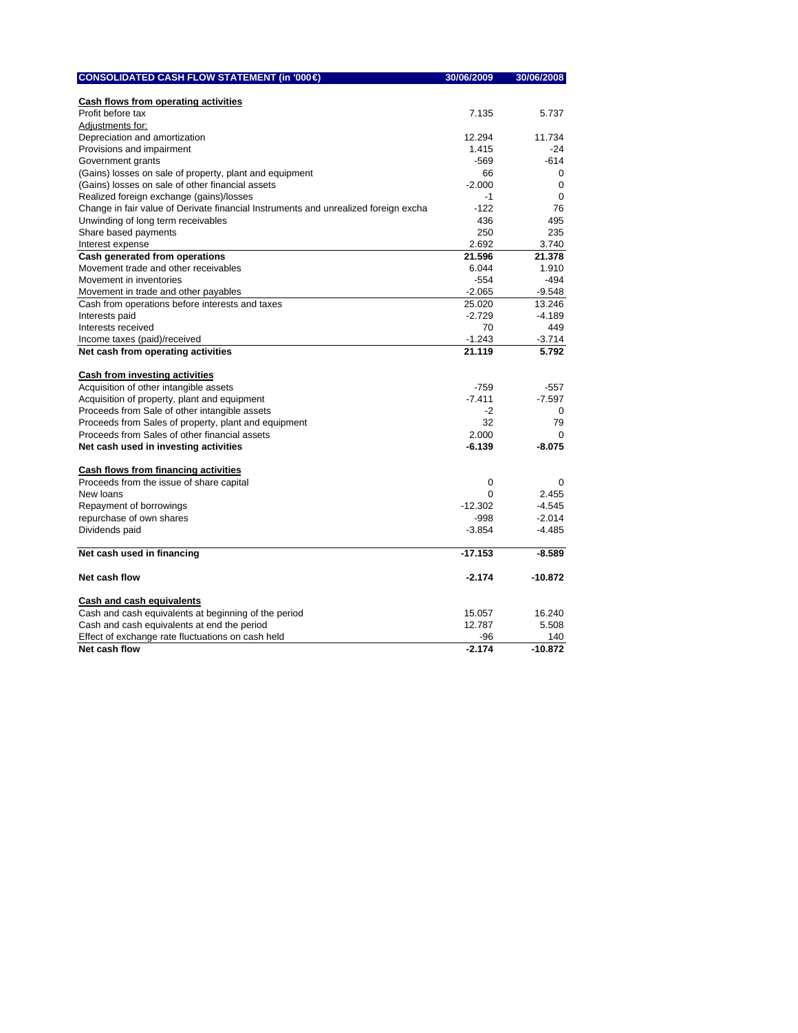| CONSOLIDATED CASH FLOW STATEMENT (in '000€) | 30/06/2009 | 30/06/2008 |
|---|---|---|
| **Cash flows from operating activities** | | |
| Profit before tax | 7.135 | 5.737 |
| Adjustments for: | | |
| Depreciation and amortization | 12.294 | 11.734 |
| Provisions and impairment | 1.415 | -24 |
| Government grants | -569 | -614 |
| (Gains) losses on sale of property, plant and equipment | 66 | 0 |
| (Gains) losses on sale of other financial assets | -2.000 | 0 |
| Realized foreign exchange (gains)/losses | -1 | 0 |
| Change in fair value of Derivate financial Instruments and unrealized foreign excha | -122 | 76 |
| Unwinding of long term receivables | 436 | 495 |
| Share based payments | 250 | 235 |
| Interest expense | 2.692 | 3.740 |
| **Cash generated from operations** | **21.596** | **21.378** |
| Movement trade and other receivables | 6.044 | 1.910 |
| Movement in inventories | -554 | -494 |
| Movement in trade and other payables | -2.065 | -9.548 |
| Cash from operations before interests and taxes | 25.020 | 13.246 |
| Interests paid | -2.729 | -4.189 |
| Interests received | 70 | 449 |
| Income taxes (paid)/received | -1.243 | -3.714 |
| **Net cash from operating activities** | **21.119** | **5.792** |
| **Cash from investing activities** | | |
| Acquisition of other intangible assets | -759 | -557 |
| Acquisition of property, plant and equipment | -7.411 | -7.597 |
| Proceeds from Sale of other intangible assets | -2 | 0 |
| Proceeds from Sales of property, plant and equipment | 32 | 79 |
| Proceeds from Sales of other financial assets | 2.000 | 0 |
| **Net cash used in investing activities** | **-6.139** | **-8.075** |
| **Cash flows from financing activities** | | |
| Proceeds from the issue of share capital | 0 | 0 |
| New loans | 0 | 2.455 |
| Repayment of borrowings | -12.302 | -4.545 |
| repurchase of own shares | -998 | -2.014 |
| Dividends paid | -3.854 | -4.485 |
| **Net cash used in financing** | **-17.153** | **-8.589** |
| **Net cash flow** | **-2.174** | **-10.872** |
| **Cash and cash equivalents** | | |
| Cash and cash equivalents at beginning of the period | 15.057 | 16.240 |
| Cash and cash equivalents at end the period | 12.787 | 5.508 |
| Effect of exchange rate fluctuations on cash held | -96 | 140 |
| **Net cash flow** | **-2.174** | **-10.872** |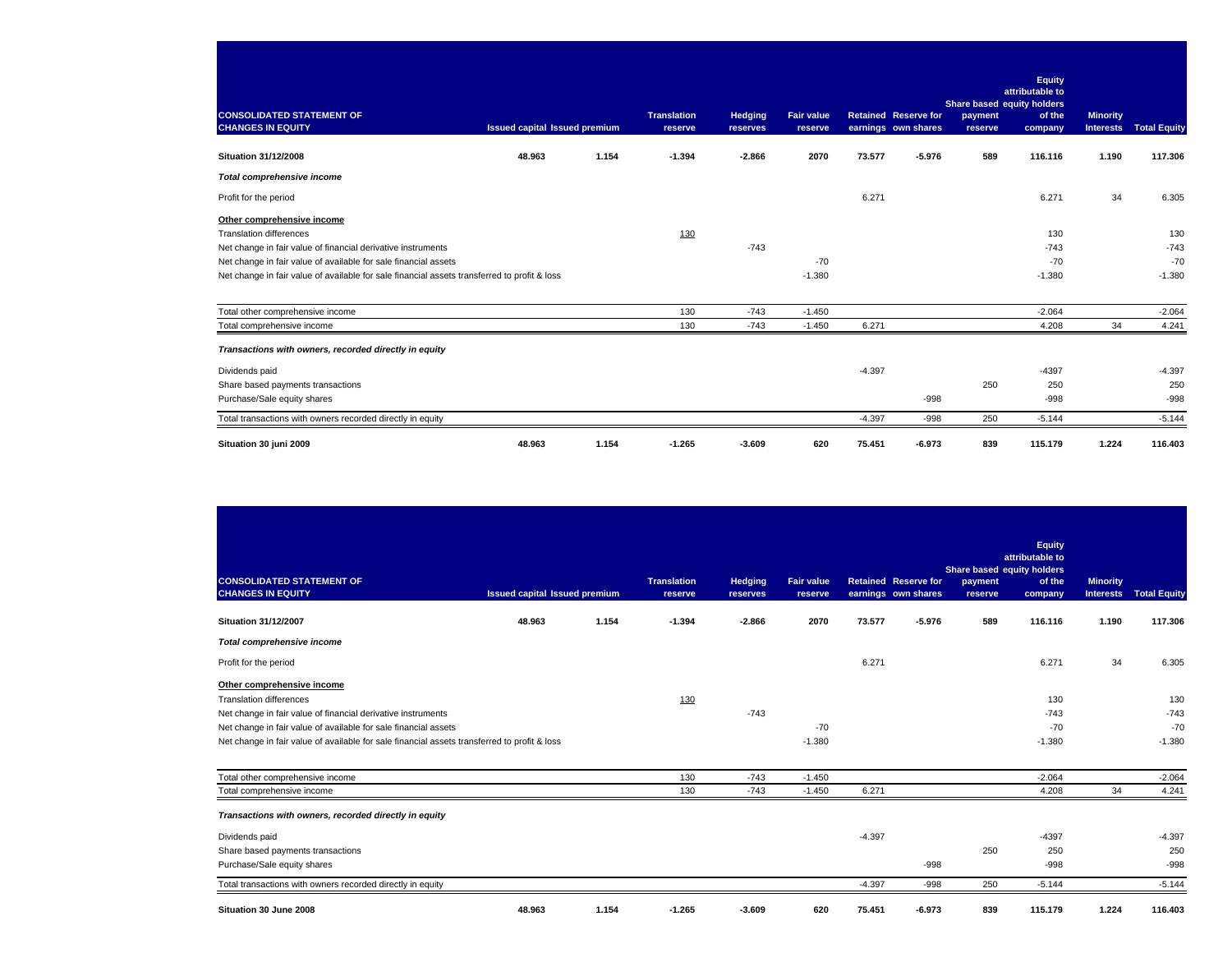| CONSOLIDATED STATEMENT OF CHANGES IN EQUITY | Issued capital | Issued premium | Translation reserve | Hedging reserves | Fair value reserve | Retained earnings | Reserve for own shares | Share based payment reserve | Equity attributable to equity holders of the company | Minority Interests | Total Equity |
|---|---|---|---|---|---|---|---|---|---|---|---|
| **Situation 31/12/2008** | **48.963** | **1.154** | **-1.394** | **-2.866** | **2070** | **73.577** | **-5.976** | **589** | **116.116** | **1.190** | **117.306** |
| ***Total comprehensive income*** | | | | | | | | | | | |
| Profit for the period | | | | | | 6.271 | | | 6.271 | 34 | 6.305 |
| **Other comprehensive income** | | | | | | | | | | | |
| Translation differences | | | 130 | | | | | | 130 | | 130 |
| Net change in fair value of financial derivative instruments | | | | -743 | | | | | -743 | | -743 |
| Net change in fair value of available for sale financial assets | | | | | -70 | | | | -70 | | -70 |
| Net change in fair value of available for sale financial assets transferred to profit & loss | | | | | -1.380 | | | | -1.380 | | -1.380 |
| Total other comprehensive income | | | 130 | -743 | -1.450 | | | | -2.064 | | -2.064 |
| Total comprehensive income | | | 130 | -743 | -1.450 | 6.271 | | | 4.208 | 34 | 4.241 |
| ***Transactions with owners, recorded directly in equity*** | | | | | | | | | | | |
| Dividends paid | | | | | | -4.397 | | | -4397 | | -4.397 |
| Share based payments transactions | | | | | | | | 250 | 250 | | 250 |
| Purchase/Sale equity shares | | | | | | | -998 | | -998 | | -998 |
| Total transactions with owners recorded directly in equity | | | | | | -4.397 | -998 | 250 | -5.144 | | -5.144 |
| **Situation 30 juni 2009** | **48.963** | **1.154** | **-1.265** | **-3.609** | **620** | **75.451** | **-6.973** | **839** | **115.179** | **1.224** | **116.403** |

| CONSOLIDATED STATEMENT OF CHANGES IN EQUITY | Issued capital | Issued premium | Translation reserve | Hedging reserves | Fair value reserve | Retained earnings | Reserve for own shares | Share based payment reserve | Equity attributable to equity holders of the company | Minority Interests | Total Equity |
|---|---|---|---|---|---|---|---|---|---|---|---|
| **Situation 31/12/2007** | **48.963** | **1.154** | **-1.394** | **-2.866** | **2070** | **73.577** | **-5.976** | **589** | **116.116** | **1.190** | **117.306** |
| ***Total comprehensive income*** | | | | | | | | | | | |
| Profit for the period | | | | | | 6.271 | | | 6.271 | 34 | 6.305 |
| **Other comprehensive income** | | | | | | | | | | | |
| Translation differences | | | 130 | | | | | | 130 | | 130 |
| Net change in fair value of financial derivative instruments | | | | -743 | | | | | -743 | | -743 |
| Net change in fair value of available for sale financial assets | | | | | -70 | | | | -70 | | -70 |
| Net change in fair value of available for sale financial assets transferred to profit & loss | | | | | -1.380 | | | | -1.380 | | -1.380 |
| Total other comprehensive income | | | 130 | -743 | -1.450 | | | | -2.064 | | -2.064 |
| Total comprehensive income | | | 130 | -743 | -1.450 | 6.271 | | | 4.208 | 34 | 4.241 |
| ***Transactions with owners, recorded directly in equity*** | | | | | | | | | | | |
| Dividends paid | | | | | | -4.397 | | | -4397 | | -4.397 |
| Share based payments transactions | | | | | | | | 250 | 250 | | 250 |
| Purchase/Sale equity shares | | | | | | | -998 | | -998 | | -998 |
| Total transactions with owners recorded directly in equity | | | | | | -4.397 | -998 | 250 | -5.144 | | -5.144 |
| **Situation 30 June 2008** | **48.963** | **1.154** | **-1.265** | **-3.609** | **620** | **75.451** | **-6.973** | **839** | **115.179** | **1.224** | **116.403** |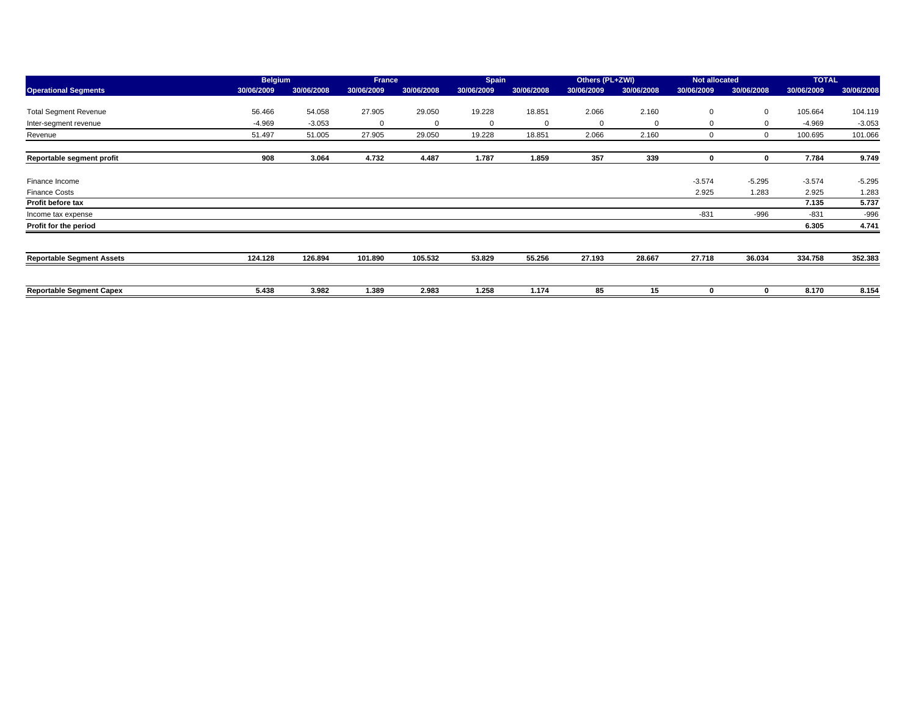| | Belgium | | France | | Spain | | Others (PL+ZWI) | | Not allocated | | TOTAL | |
|---|---|---|---|---|---|---|---|---|---|---|---|---|
| **Operational Segments** | 30/06/2009 | 30/06/2008 | 30/06/2009 | 30/06/2008 | 30/06/2009 | 30/06/2008 | 30/06/2009 | 30/06/2008 | 30/06/2009 | 30/06/2008 | 30/06/2009 | 30/06/2008 |
| Total Segment Revenue | 56.466 | 54.058 | 27.905 | 29.050 | 19.228 | 18.851 | 2.066 | 2.160 | 0 | 0 | 105.664 | 104.119 |
| Inter-segment revenue | -4.969 | -3.053 | 0 | 0 | 0 | 0 | 0 | 0 | 0 | 0 | -4.969 | -3.053 |
| Revenue | 51.497 | 51.005 | 27.905 | 29.050 | 19.228 | 18.851 | 2.066 | 2.160 | 0 | 0 | 100.695 | 101.066 |
| **Reportable segment profit** | **908** | **3.064** | **4.732** | **4.487** | **1.787** | **1.859** | **357** | **339** | **0** | **0** | **7.784** | **9.749** |
| Finance Income | | | | | | | | | -3.574 | -5.295 | -3.574 | -5.295 |
| Finance Costs | | | | | | | | | 2.925 | 1.283 | 2.925 | 1.283 |
| **Profit before tax** | | | | | | | | | | | **7.135** | **5.737** |
| Income tax expense | | | | | | | | | -831 | -996 | -831 | -996 |
| **Profit for the period** | | | | | | | | | | | **6.305** | **4.741** |
| **Reportable Segment Assets** | **124.128** | **126.894** | **101.890** | **105.532** | **53.829** | **55.256** | **27.193** | **28.667** | **27.718** | **36.034** | **334.758** | **352.383** |
| **Reportable Segment Capex** | **5.438** | **3.982** | **1.389** | **2.983** | **1.258** | **1.174** | **85** | **15** | **0** | **0** | **8.170** | **8.154** |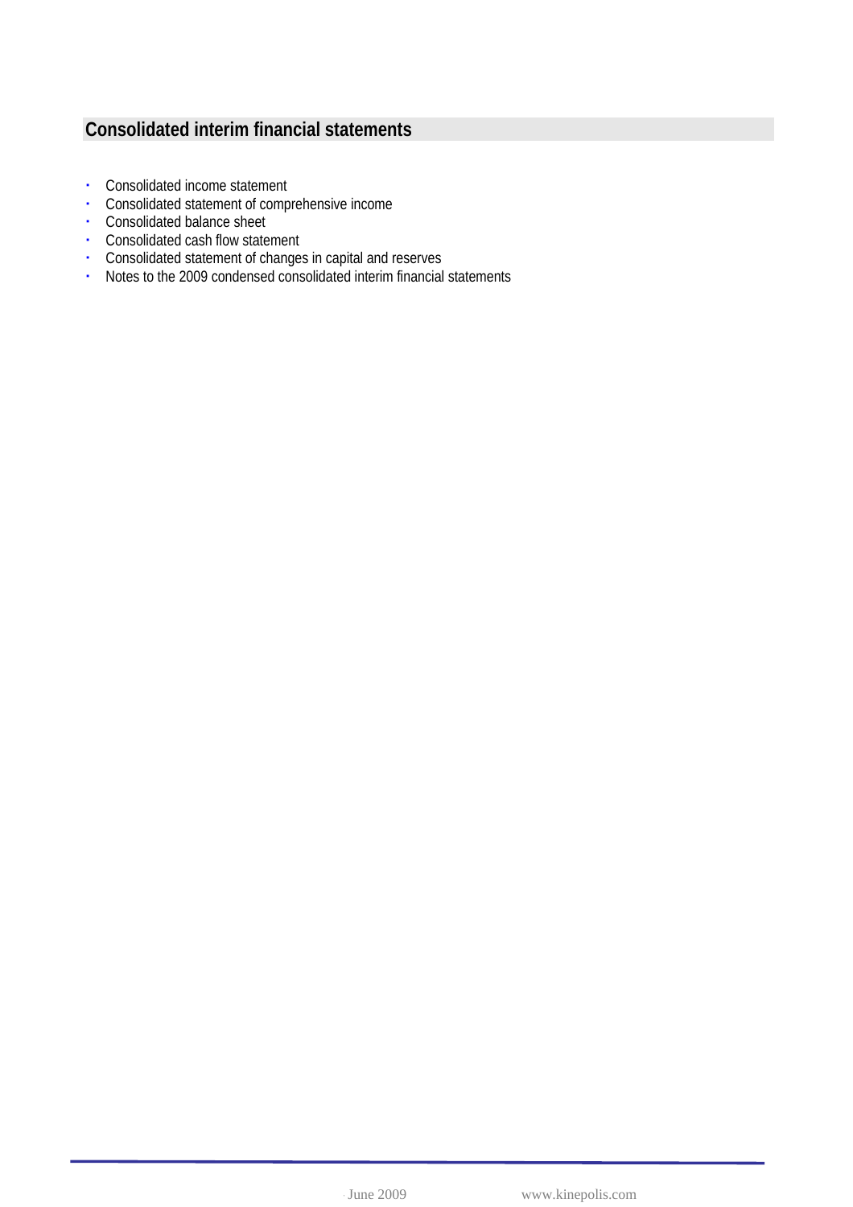## Consolidated interim financial statements

- Consolidated income statement
- Consolidated statement of comprehensive income
- Consolidated balance sheet
- Consolidated cash flow statement
- Consolidated statement of changes in capital and reserves
- Notes to the 2009 condensed consolidated interim financial statements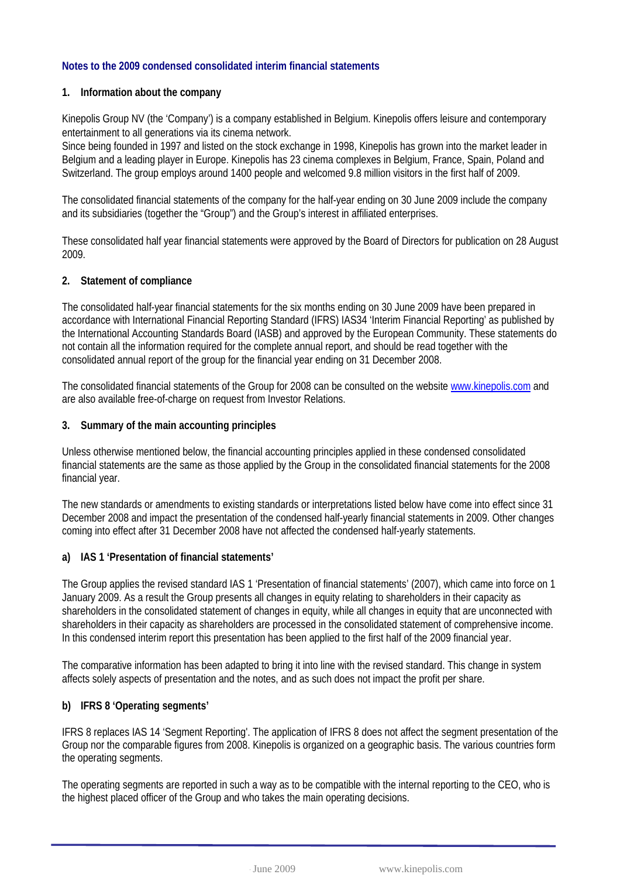## Notes to the 2009 condensed consolidated interim financial statements

### 1. Information about the company

Kinepolis Group NV (the 'Company') is a company established in Belgium. Kinepolis offers leisure and contemporary entertainment to all generations via its cinema network.
Since being founded in 1997 and listed on the stock exchange in 1998, Kinepolis has grown into the market leader in Belgium and a leading player in Europe. Kinepolis has 23 cinema complexes in Belgium, France, Spain, Poland and Switzerland. The group employs around 1400 people and welcomed 9.8 million visitors in the first half of 2009.

The consolidated financial statements of the company for the half-year ending on 30 June 2009 include the company and its subsidiaries (together the "Group") and the Group's interest in affiliated enterprises.

These consolidated half year financial statements were approved by the Board of Directors for publication on 28 August 2009.

### 2. Statement of compliance

The consolidated half-year financial statements for the six months ending on 30 June 2009 have been prepared in accordance with International Financial Reporting Standard (IFRS) IAS34 'Interim Financial Reporting' as published by the International Accounting Standards Board (IASB) and approved by the European Community. These statements do not contain all the information required for the complete annual report, and should be read together with the consolidated annual report of the group for the financial year ending on 31 December 2008.

The consolidated financial statements of the Group for 2008 can be consulted on the website www.kinepolis.com and are also available free-of-charge on request from Investor Relations.

### 3. Summary of the main accounting principles

Unless otherwise mentioned below, the financial accounting principles applied in these condensed consolidated financial statements are the same as those applied by the Group in the consolidated financial statements for the 2008 financial year.

The new standards or amendments to existing standards or interpretations listed below have come into effect since 31 December 2008 and impact the presentation of the condensed half-yearly financial statements in 2009. Other changes coming into effect after 31 December 2008 have not affected the condensed half-yearly statements.

#### a) IAS 1 'Presentation of financial statements'

The Group applies the revised standard IAS 1 'Presentation of financial statements' (2007), which came into force on 1 January 2009. As a result the Group presents all changes in equity relating to shareholders in their capacity as shareholders in the consolidated statement of changes in equity, while all changes in equity that are unconnected with shareholders in their capacity as shareholders are processed in the consolidated statement of comprehensive income. In this condensed interim report this presentation has been applied to the first half of the 2009 financial year.

The comparative information has been adapted to bring it into line with the revised standard. This change in system affects solely aspects of presentation and the notes, and as such does not impact the profit per share.

#### b) IFRS 8 'Operating segments'

IFRS 8 replaces IAS 14 'Segment Reporting'. The application of IFRS 8 does not affect the segment presentation of the Group nor the comparable figures from 2008. Kinepolis is organized on a geographic basis. The various countries form the operating segments.

The operating segments are reported in such a way as to be compatible with the internal reporting to the CEO, who is the highest placed officer of the Group and who takes the main operating decisions.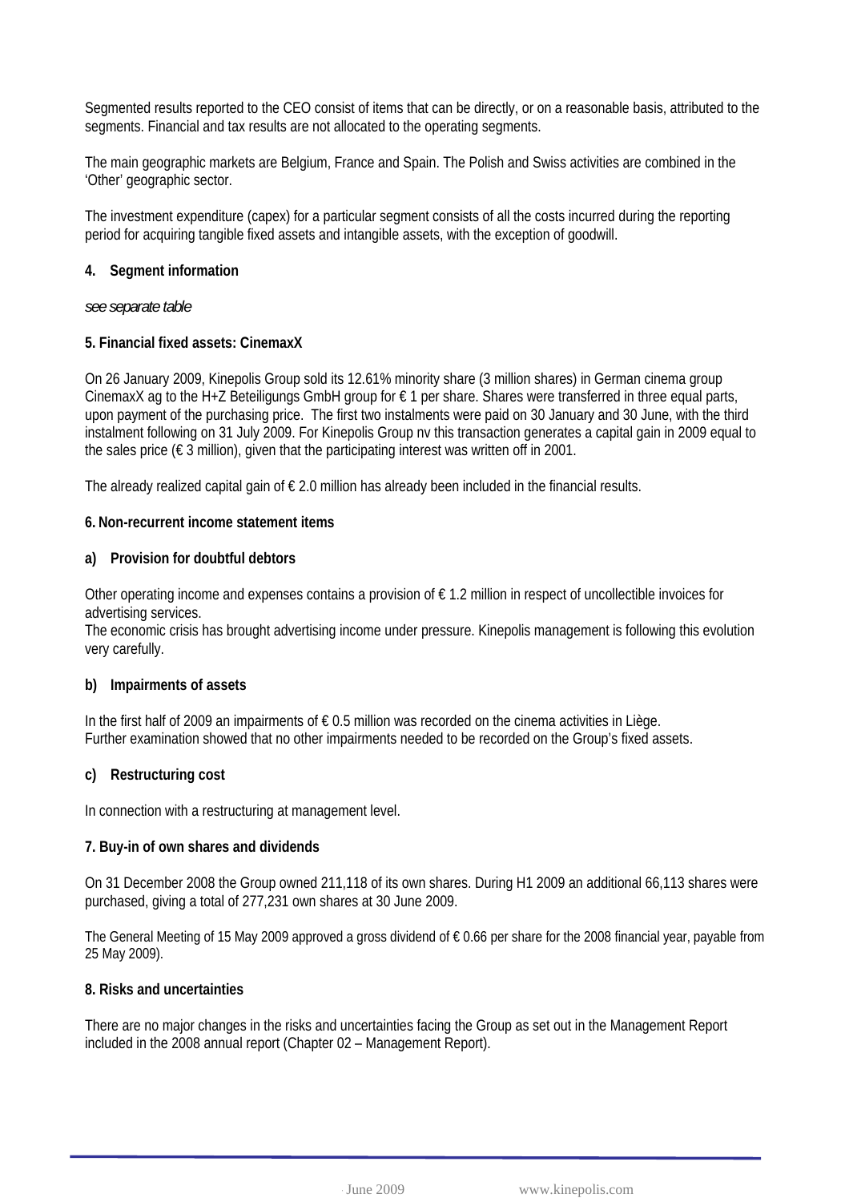Segmented results reported to the CEO consist of items that can be directly, or on a reasonable basis, attributed to the segments. Financial and tax results are not allocated to the operating segments.

The main geographic markets are Belgium, France and Spain. The Polish and Swiss activities are combined in the 'Other' geographic sector.

The investment expenditure (capex) for a particular segment consists of all the costs incurred during the reporting period for acquiring tangible fixed assets and intangible assets, with the exception of goodwill.

**4. Segment information**

*see separate table*

**5. Financial fixed assets: CinemaxX**

On 26 January 2009, Kinepolis Group sold its 12.61% minority share (3 million shares) in German cinema group CinemaxX ag to the H+Z Beteiligungs GmbH group for € 1 per share. Shares were transferred in three equal parts, upon payment of the purchasing price. The first two instalments were paid on 30 January and 30 June, with the third instalment following on 31 July 2009. For Kinepolis Group nv this transaction generates a capital gain in 2009 equal to the sales price (€ 3 million), given that the participating interest was written off in 2001.

The already realized capital gain of € 2.0 million has already been included in the financial results.

**6. Non-recurrent income statement items**

**a) Provision for doubtful debtors**

Other operating income and expenses contains a provision of € 1.2 million in respect of uncollectible invoices for advertising services.
The economic crisis has brought advertising income under pressure. Kinepolis management is following this evolution very carefully.

**b) Impairments of assets**

In the first half of 2009 an impairments of € 0.5 million was recorded on the cinema activities in Liège.
Further examination showed that no other impairments needed to be recorded on the Group's fixed assets.

**c) Restructuring cost**

In connection with a restructuring at management level.

**7. Buy-in of own shares and dividends**

On 31 December 2008 the Group owned 211,118 of its own shares. During H1 2009 an additional 66,113 shares were purchased, giving a total of 277,231 own shares at 30 June 2009.

The General Meeting of 15 May 2009 approved a gross dividend of € 0.66 per share for the 2008 financial year, payable from 25 May 2009).

**8. Risks and uncertainties**

There are no major changes in the risks and uncertainties facing the Group as set out in the Management Report included in the 2008 annual report (Chapter 02 – Management Report).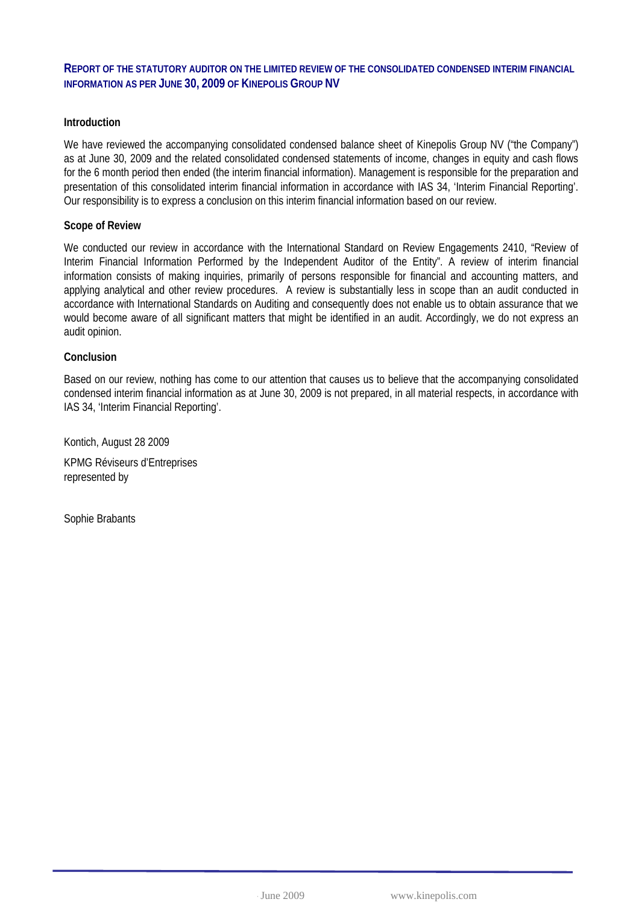## REPORT OF THE STATUTORY AUDITOR ON THE LIMITED REVIEW OF THE CONSOLIDATED CONDENSED INTERIM FINANCIAL INFORMATION AS PER JUNE 30, 2009 OF KINEPOLIS GROUP NV

**Introduction**

We have reviewed the accompanying consolidated condensed balance sheet of Kinepolis Group NV ("the Company") as at June 30, 2009 and the related consolidated condensed statements of income, changes in equity and cash flows for the 6 month period then ended (the interim financial information). Management is responsible for the preparation and presentation of this consolidated interim financial information in accordance with IAS 34, 'Interim Financial Reporting'. Our responsibility is to express a conclusion on this interim financial information based on our review.

**Scope of Review**

We conducted our review in accordance with the International Standard on Review Engagements 2410, "Review of Interim Financial Information Performed by the Independent Auditor of the Entity". A review of interim financial information consists of making inquiries, primarily of persons responsible for financial and accounting matters, and applying analytical and other review procedures. A review is substantially less in scope than an audit conducted in accordance with International Standards on Auditing and consequently does not enable us to obtain assurance that we would become aware of all significant matters that might be identified in an audit. Accordingly, we do not express an audit opinion.

**Conclusion**

Based on our review, nothing has come to our attention that causes us to believe that the accompanying consolidated condensed interim financial information as at June 30, 2009 is not prepared, in all material respects, in accordance with IAS 34, 'Interim Financial Reporting'.

Kontich, August 28 2009

KPMG Réviseurs d'Entreprises
represented by

Sophie Brabants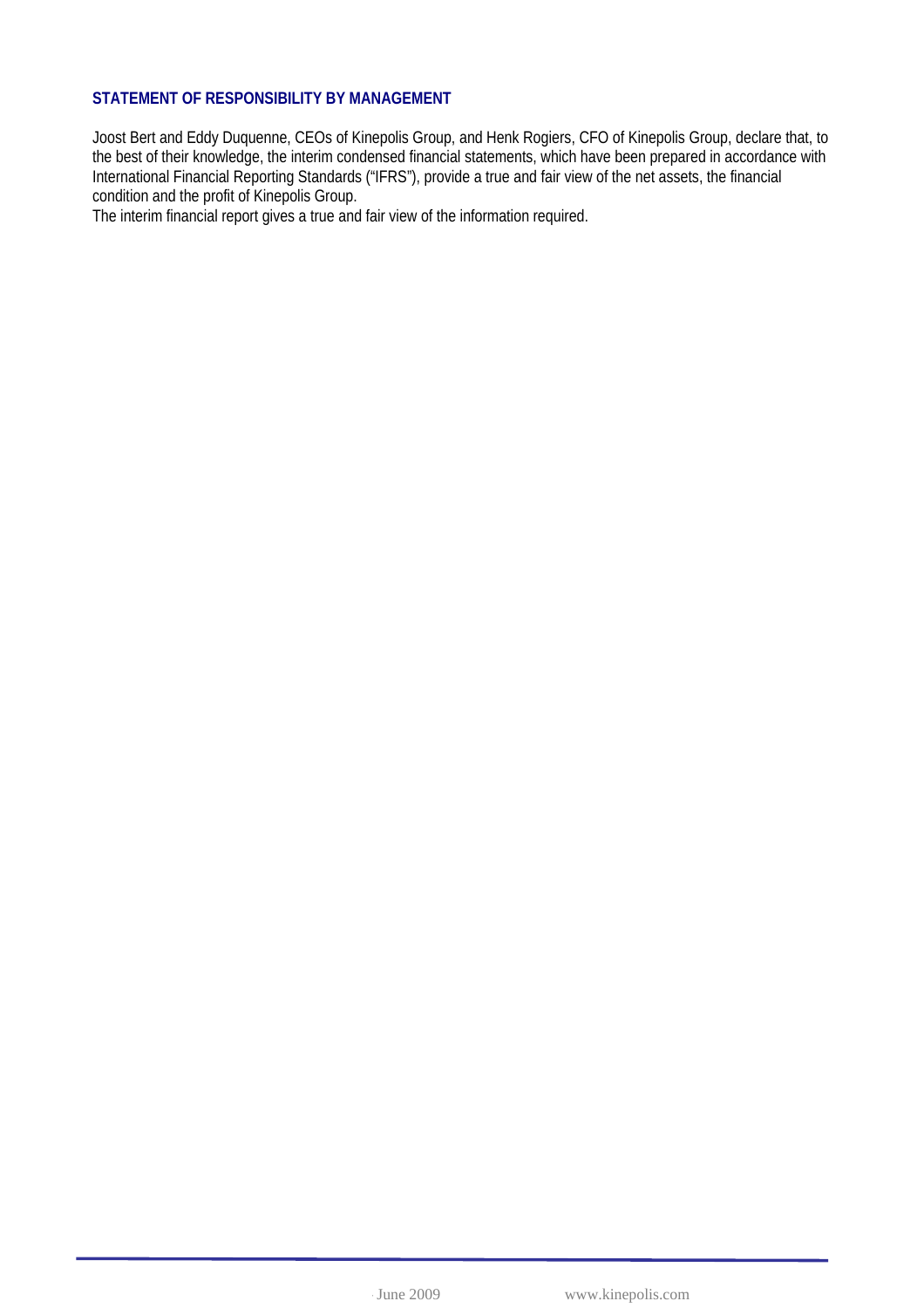## STATEMENT OF RESPONSIBILITY BY MANAGEMENT

Joost Bert and Eddy Duquenne, CEOs of Kinepolis Group, and Henk Rogiers, CFO of Kinepolis Group, declare that, to the best of their knowledge, the interim condensed financial statements, which have been prepared in accordance with International Financial Reporting Standards ("IFRS"), provide a true and fair view of the net assets, the financial condition and the profit of Kinepolis Group.
The interim financial report gives a true and fair view of the information required.